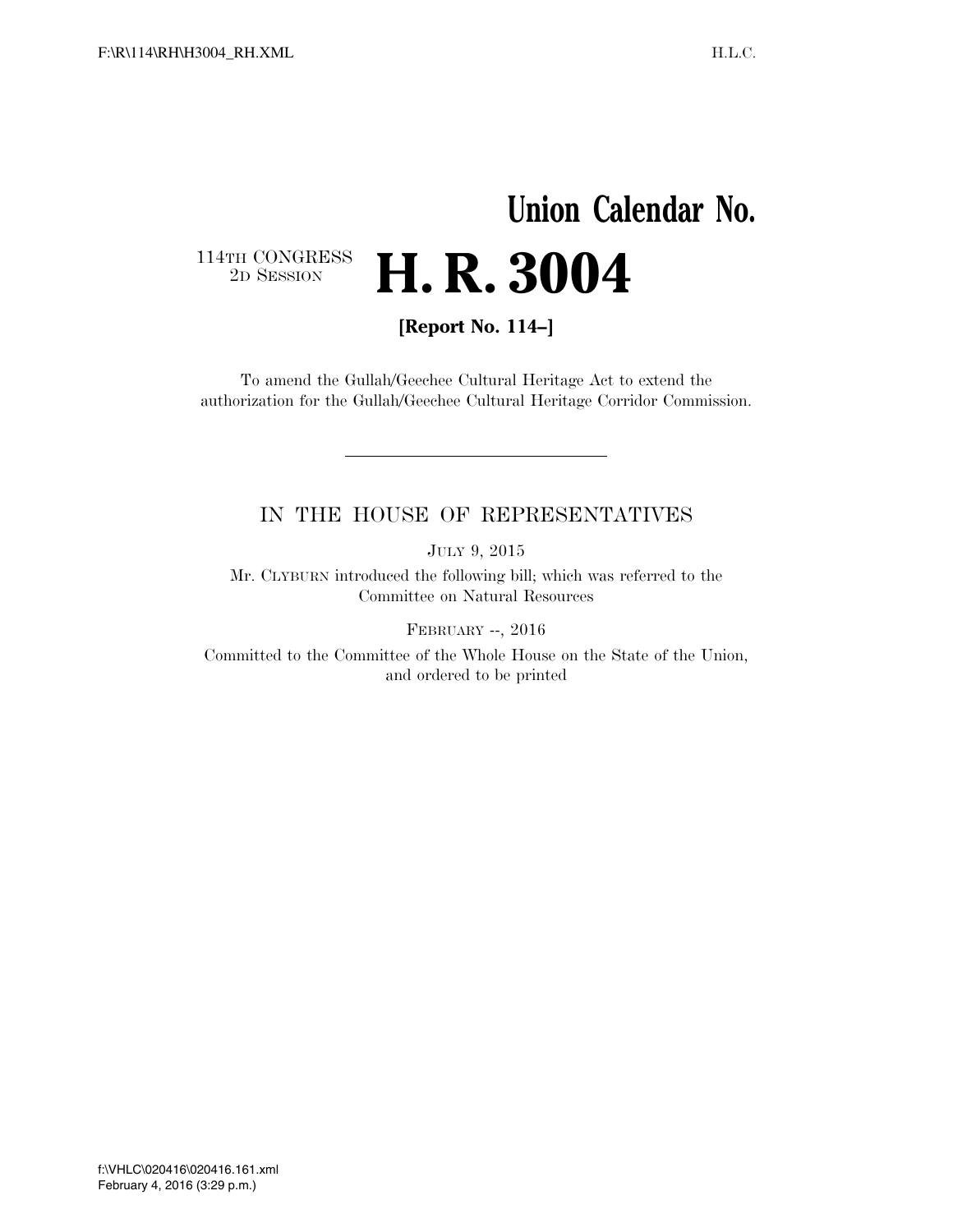Union Calendar No.

114TH CONGRESS
2D SESSION

# H. R. 3004

**[Report No. 114–]**

To amend the Gullah/Geechee Cultural Heritage Act to extend the authorization for the Gullah/Geechee Cultural Heritage Corridor Commission.

---

IN THE HOUSE OF REPRESENTATIVES

JULY 9, 2015

Mr. CLYBURN introduced the following bill; which was referred to the Committee on Natural Resources

FEBRUARY --, 2016

Committed to the Committee of the Whole House on the State of the Union, and ordered to be printed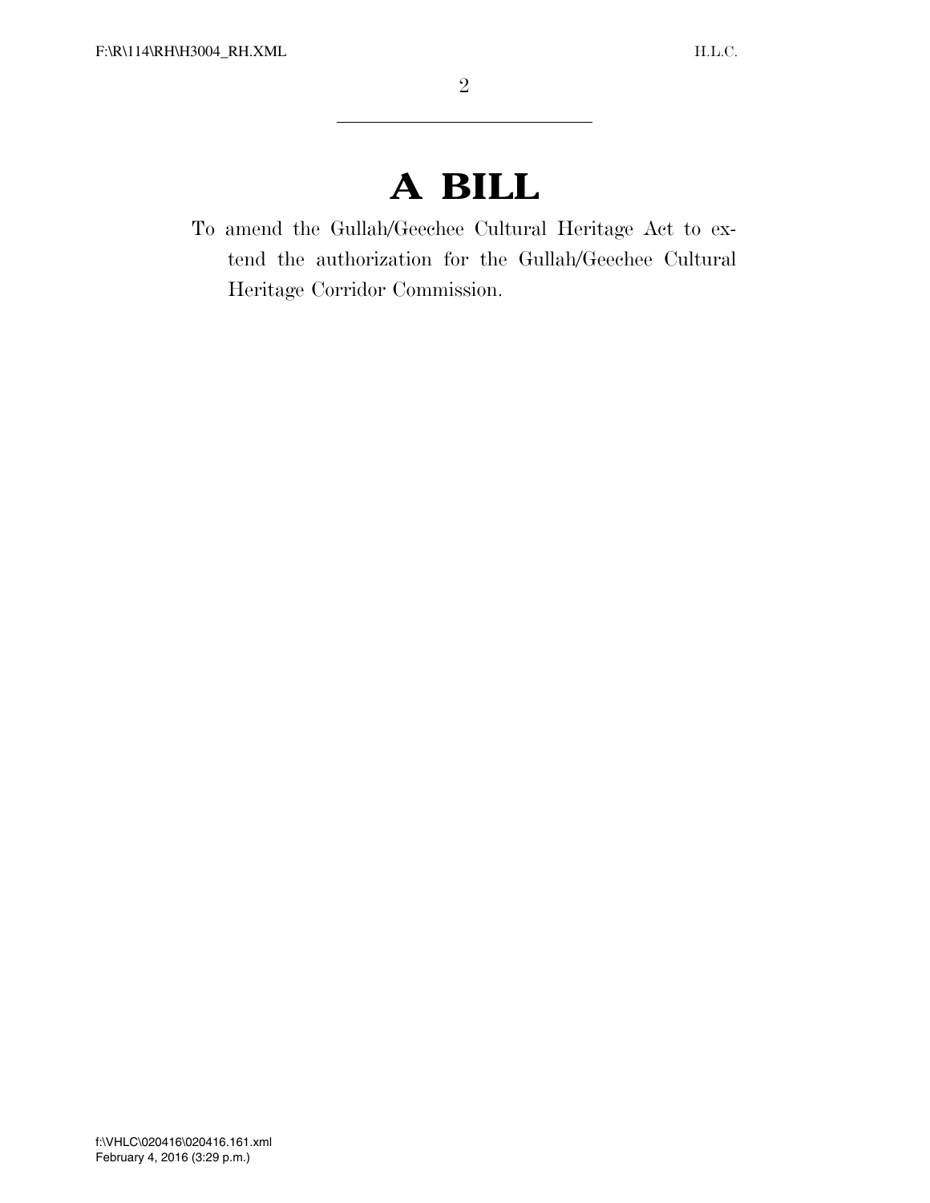# A BILL

To amend the Gullah/Geechee Cultural Heritage Act to extend the authorization for the Gullah/Geechee Cultural Heritage Corridor Commission.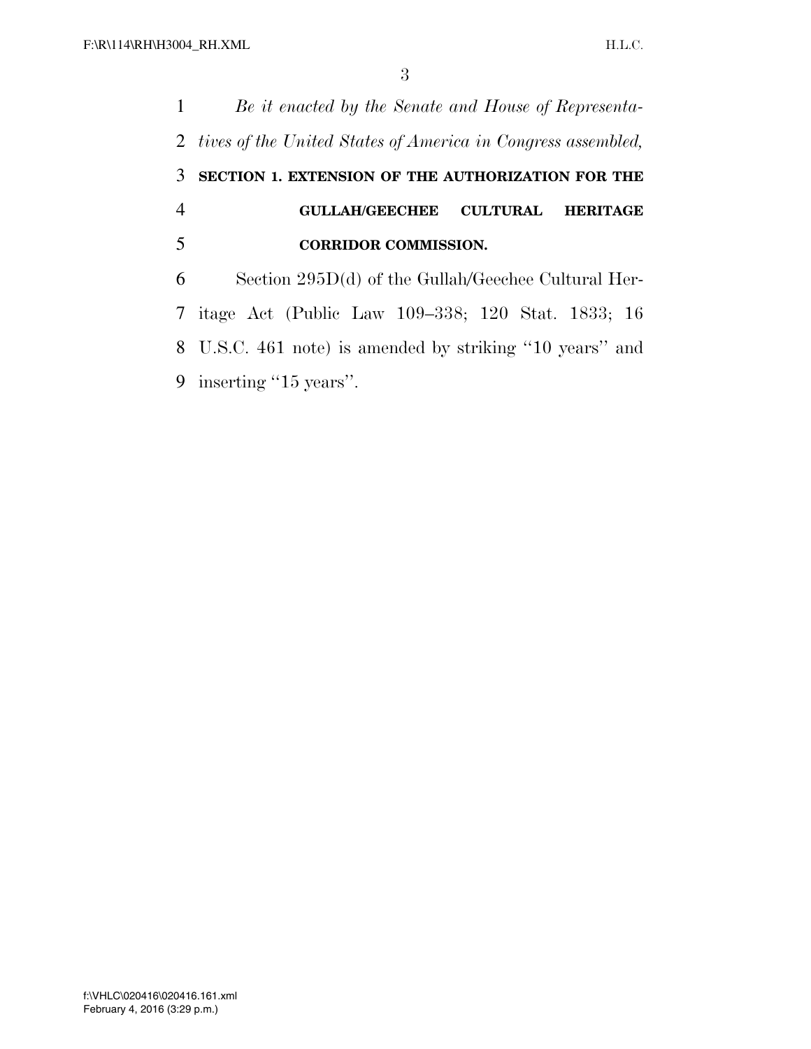*Be it enacted by the Senate and House of Representatives of the United States of America in Congress assembled,*

## SECTION 1. EXTENSION OF THE AUTHORIZATION FOR THE GULLAH/GEECHEE CULTURAL HERITAGE CORRIDOR COMMISSION.

Section 295D(d) of the Gullah/Geechee Cultural Heritage Act (Public Law 109–338; 120 Stat. 1833; 16 U.S.C. 461 note) is amended by striking ''10 years'' and inserting ''15 years''.